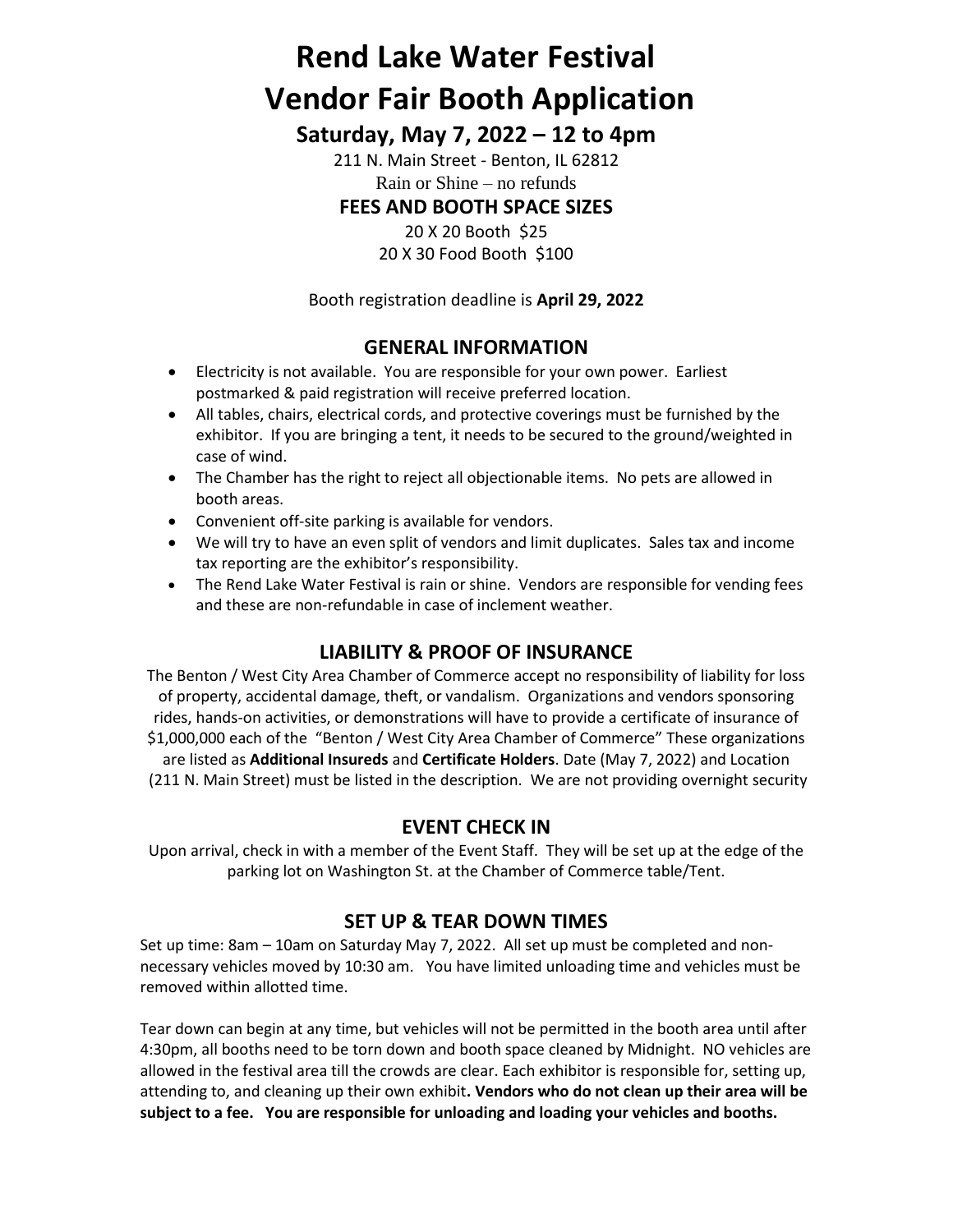# Rend Lake Water Festival
# Vendor Fair Booth Application

## Saturday, May 7, 2022 – 12 to 4pm

211 N. Main Street - Benton, IL 62812

Rain or Shine – no refunds

### FEES AND BOOTH SPACE SIZES

20 X 20 Booth $25

20 X 30 Food Booth $100

Booth registration deadline is **April 29, 2022**

### GENERAL INFORMATION

- Electricity is not available. You are responsible for your own power. Earliest postmarked & paid registration will receive preferred location.
- All tables, chairs, electrical cords, and protective coverings must be furnished by the exhibitor. If you are bringing a tent, it needs to be secured to the ground/weighted in case of wind.
- The Chamber has the right to reject all objectionable items. No pets are allowed in booth areas.
- Convenient off-site parking is available for vendors.
- We will try to have an even split of vendors and limit duplicates. Sales tax and income tax reporting are the exhibitor's responsibility.
- The Rend Lake Water Festival is rain or shine. Vendors are responsible for vending fees and these are non-refundable in case of inclement weather.

### LIABILITY & PROOF OF INSURANCE

The Benton / West City Area Chamber of Commerce accept no responsibility of liability for loss of property, accidental damage, theft, or vandalism. Organizations and vendors sponsoring rides, hands-on activities, or demonstrations will have to provide a certificate of insurance of $1,000,000 each of the "Benton / West City Area Chamber of Commerce" These organizations are listed as **Additional Insureds** and **Certificate Holders**. Date (May 7, 2022) and Location (211 N. Main Street) must be listed in the description. We are not providing overnight security

### EVENT CHECK IN

Upon arrival, check in with a member of the Event Staff. They will be set up at the edge of the parking lot on Washington St. at the Chamber of Commerce table/Tent.

### SET UP & TEAR DOWN TIMES

Set up time: 8am – 10am on Saturday May 7, 2022. All set up must be completed and non-necessary vehicles moved by 10:30 am. You have limited unloading time and vehicles must be removed within allotted time.

Tear down can begin at any time, but vehicles will not be permitted in the booth area until after 4:30pm, all booths need to be torn down and booth space cleaned by Midnight. NO vehicles are allowed in the festival area till the crowds are clear. Each exhibitor is responsible for, setting up, attending to, and cleaning up their own exhibit**. Vendors who do not clean up their area will be subject to a fee. You are responsible for unloading and loading your vehicles and booths.**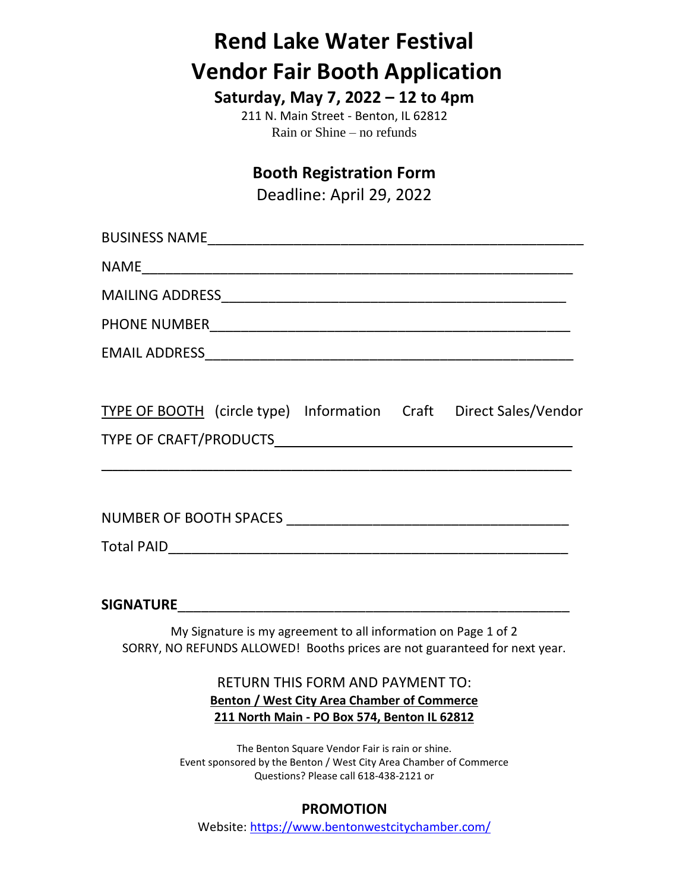# Rend Lake Water Festival
# Vendor Fair Booth Application

### Saturday, May 7, 2022 – 12 to 4pm

211 N. Main Street - Benton, IL 62812
Rain or Shine – no refunds

### Booth Registration Form

Deadline: April 29, 2022

BUSINESS NAME_______________________________________________

NAME_______________________________________________

MAILING ADDRESS_______________________________________________

PHONE NUMBER_______________________________________________

EMAIL ADDRESS_______________________________________________

TYPE OF BOOTH (circle type) Information Craft Direct Sales/Vendor

TYPE OF CRAFT/PRODUCTS_______________________________________________

_______________________________________________

NUMBER OF BOOTH SPACES _______________________________________________

Total PAID_______________________________________________

**SIGNATURE**_______________________________________________

My Signature is my agreement to all information on Page 1 of 2
SORRY, NO REFUNDS ALLOWED! Booths prices are not guaranteed for next year.

RETURN THIS FORM AND PAYMENT TO:
**Benton / West City Area Chamber of Commerce**
**211 North Main - PO Box 574, Benton IL 62812**

The Benton Square Vendor Fair is rain or shine.
Event sponsored by the Benton / West City Area Chamber of Commerce
Questions? Please call 618-438-2121 or

### PROMOTION

Website: https://www.bentonwestcitychamber.com/